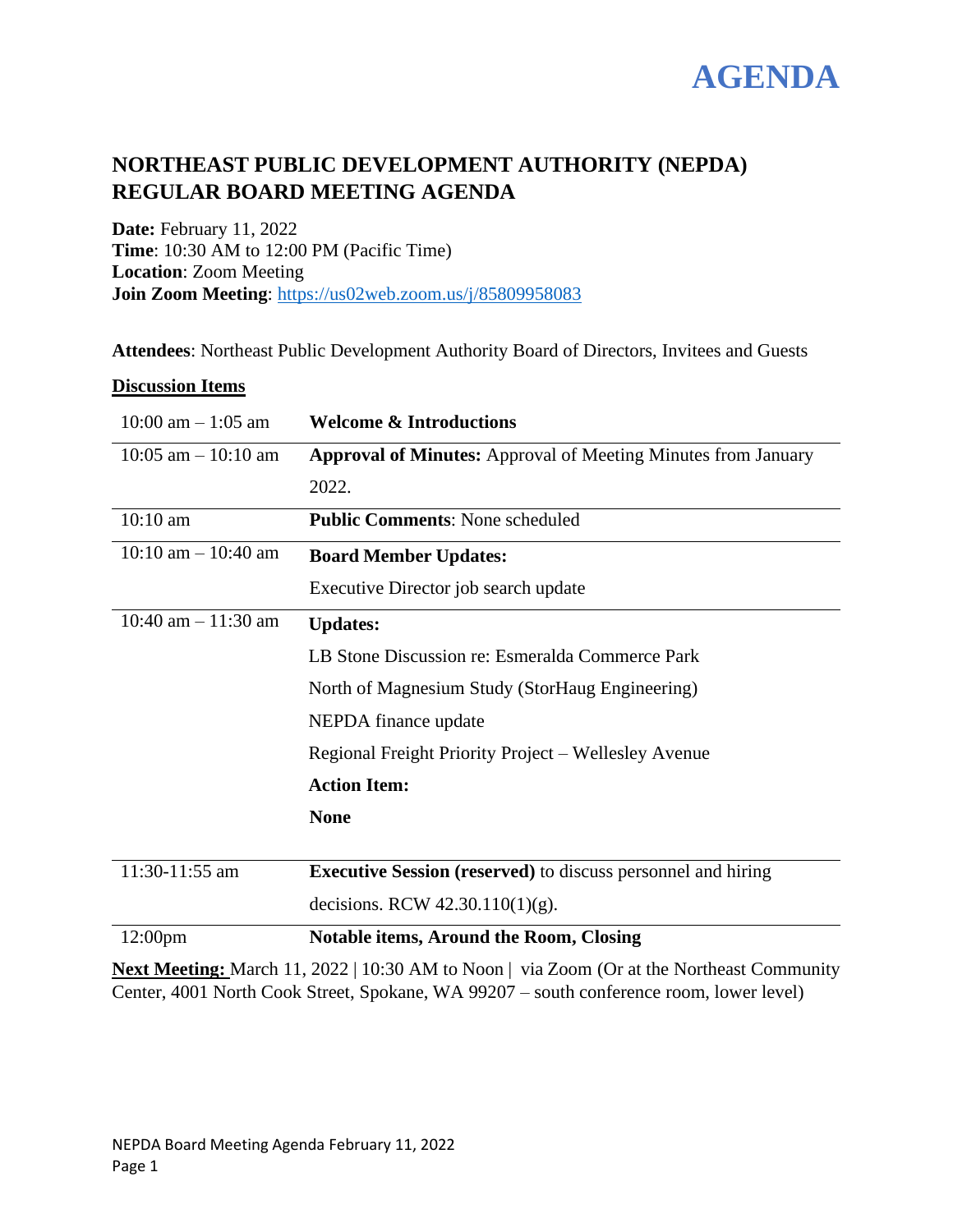# AGENDA

## NORTHEAST PUBLIC DEVELOPMENT AUTHORITY (NEPDA) REGULAR BOARD MEETING AGENDA

**Date:** February 11, 2022
**Time**: 10:30 AM to 12:00 PM (Pacific Time)
**Location**: Zoom Meeting
**Join Zoom Meeting**: https://us02web.zoom.us/j/85809958083

**Attendees**: Northeast Public Development Authority Board of Directors, Invitees and Guests

**Discussion Items**

| | |
|---|---|
| 10:00 am – 1:05 am | **Welcome & Introductions** |
| 10:05 am – 10:10 am | **Approval of Minutes:** Approval of Meeting Minutes from January 2022. |
| 10:10 am | **Public Comments**: None scheduled |
| 10:10 am – 10:40 am | **Board Member Updates:**<br>Executive Director job search update |
| 10:40 am – 11:30 am | **Updates:**<br>LB Stone Discussion re: Esmeralda Commerce Park<br>North of Magnesium Study (StorHaug Engineering)<br>NEPDA finance update<br>Regional Freight Priority Project – Wellesley Avenue<br>**Action Item:**<br>**None** |
| 11:30-11:55 am | **Executive Session (reserved)** to discuss personnel and hiring decisions. RCW 42.30.110(1)(g). |
| 12:00pm | **Notable items, Around the Room, Closing** |

**Next Meeting:** March 11, 2022 | 10:30 AM to Noon | via Zoom (Or at the Northeast Community Center, 4001 North Cook Street, Spokane, WA 99207 – south conference room, lower level)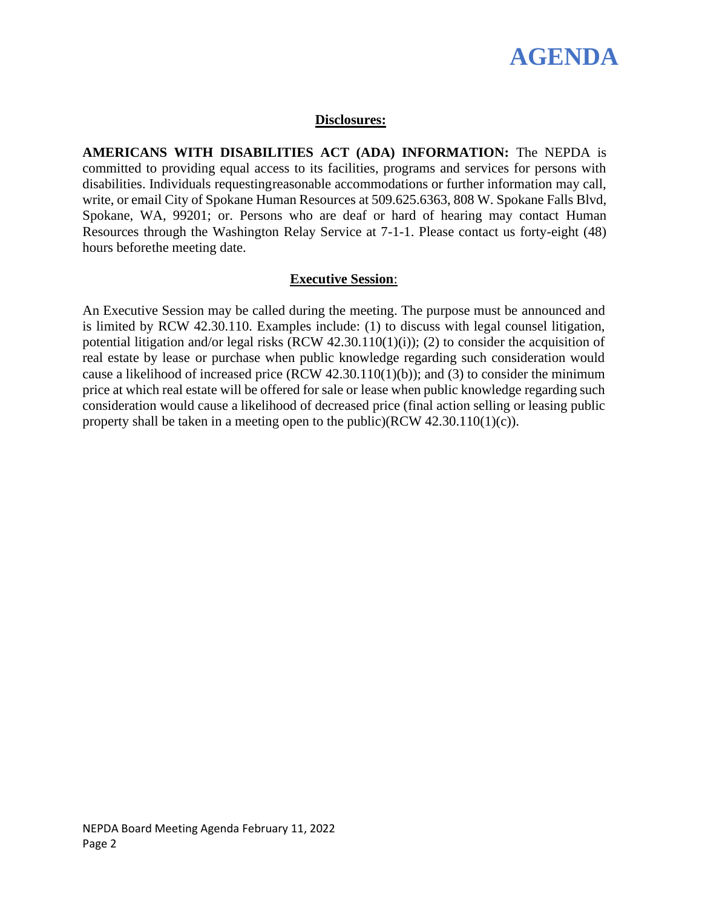# AGENDA

## Disclosures:

**AMERICANS WITH DISABILITIES ACT (ADA) INFORMATION:** The NEPDA is committed to providing equal access to its facilities, programs and services for persons with disabilities. Individuals requestingreasonable accommodations or further information may call, write, or email City of Spokane Human Resources at 509.625.6363, 808 W. Spokane Falls Blvd, Spokane, WA, 99201; or. Persons who are deaf or hard of hearing may contact Human Resources through the Washington Relay Service at 7-1-1. Please contact us forty-eight (48) hours beforethe meeting date.

## Executive Session:

An Executive Session may be called during the meeting. The purpose must be announced and is limited by RCW 42.30.110. Examples include: (1) to discuss with legal counsel litigation, potential litigation and/or legal risks (RCW 42.30.110(1)(i)); (2) to consider the acquisition of real estate by lease or purchase when public knowledge regarding such consideration would cause a likelihood of increased price (RCW 42.30.110(1)(b)); and (3) to consider the minimum price at which real estate will be offered for sale or lease when public knowledge regarding such consideration would cause a likelihood of decreased price (final action selling or leasing public property shall be taken in a meeting open to the public)(RCW 42.30.110(1)(c)).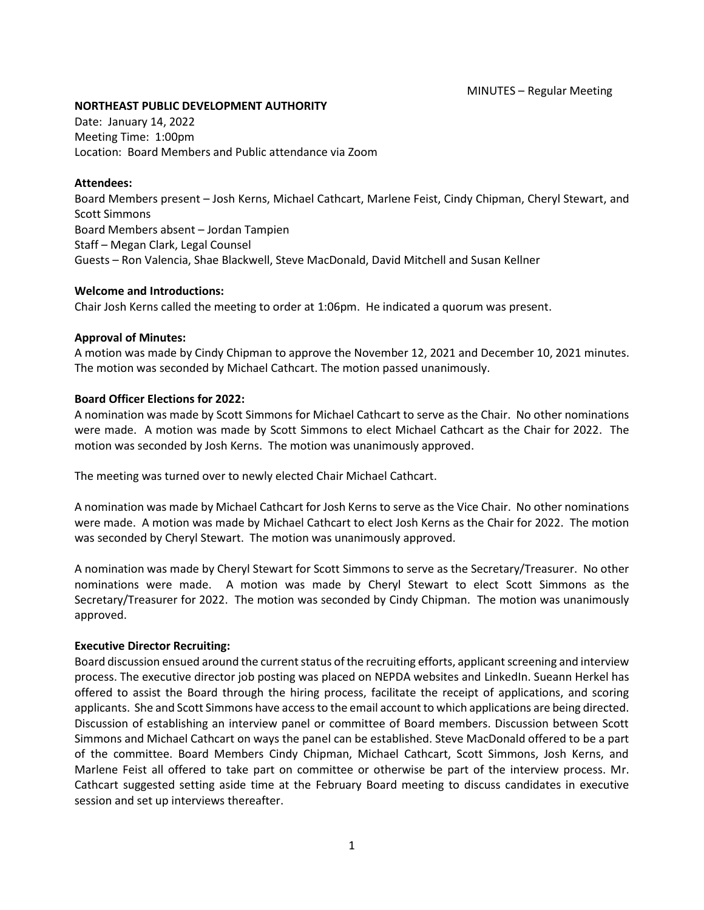MINUTES – Regular Meeting

**NORTHEAST PUBLIC DEVELOPMENT AUTHORITY**

Date: January 14, 2022
Meeting Time: 1:00pm
Location: Board Members and Public attendance via Zoom

**Attendees:**

Board Members present – Josh Kerns, Michael Cathcart, Marlene Feist, Cindy Chipman, Cheryl Stewart, and Scott Simmons
Board Members absent – Jordan Tampien
Staff – Megan Clark, Legal Counsel
Guests – Ron Valencia, Shae Blackwell, Steve MacDonald, David Mitchell and Susan Kellner

**Welcome and Introductions:**

Chair Josh Kerns called the meeting to order at 1:06pm. He indicated a quorum was present.

**Approval of Minutes:**

A motion was made by Cindy Chipman to approve the November 12, 2021 and December 10, 2021 minutes. The motion was seconded by Michael Cathcart. The motion passed unanimously.

**Board Officer Elections for 2022:**

A nomination was made by Scott Simmons for Michael Cathcart to serve as the Chair. No other nominations were made. A motion was made by Scott Simmons to elect Michael Cathcart as the Chair for 2022. The motion was seconded by Josh Kerns. The motion was unanimously approved.

The meeting was turned over to newly elected Chair Michael Cathcart.

A nomination was made by Michael Cathcart for Josh Kerns to serve as the Vice Chair. No other nominations were made. A motion was made by Michael Cathcart to elect Josh Kerns as the Chair for 2022. The motion was seconded by Cheryl Stewart. The motion was unanimously approved.

A nomination was made by Cheryl Stewart for Scott Simmons to serve as the Secretary/Treasurer. No other nominations were made. A motion was made by Cheryl Stewart to elect Scott Simmons as the Secretary/Treasurer for 2022. The motion was seconded by Cindy Chipman. The motion was unanimously approved.

**Executive Director Recruiting:**

Board discussion ensued around the current status of the recruiting efforts, applicant screening and interview process. The executive director job posting was placed on NEPDA websites and LinkedIn. Sueann Herkel has offered to assist the Board through the hiring process, facilitate the receipt of applications, and scoring applicants. She and Scott Simmons have access to the email account to which applications are being directed. Discussion of establishing an interview panel or committee of Board members. Discussion between Scott Simmons and Michael Cathcart on ways the panel can be established. Steve MacDonald offered to be a part of the committee. Board Members Cindy Chipman, Michael Cathcart, Scott Simmons, Josh Kerns, and Marlene Feist all offered to take part on committee or otherwise be part of the interview process. Mr. Cathcart suggested setting aside time at the February Board meeting to discuss candidates in executive session and set up interviews thereafter.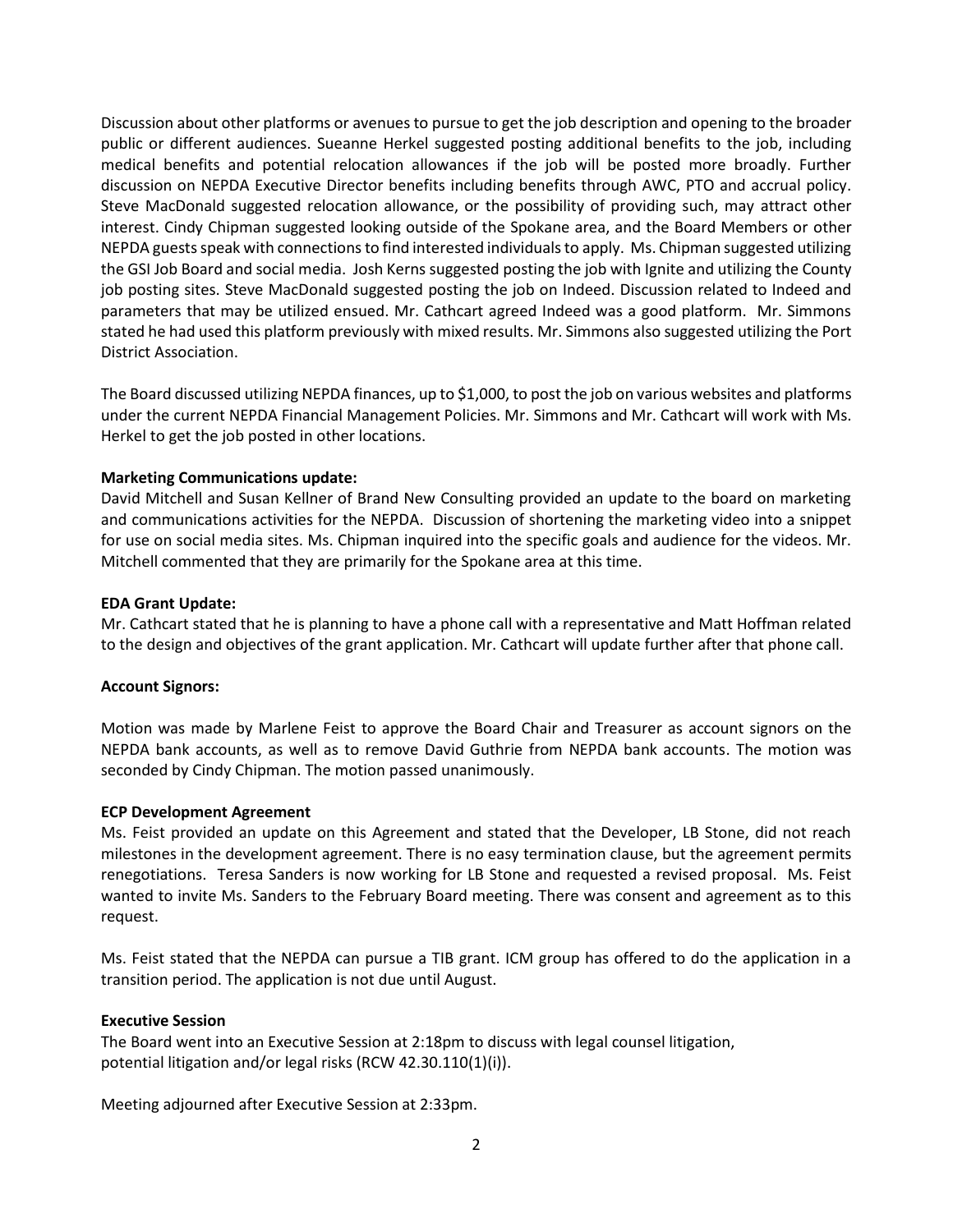Discussion about other platforms or avenues to pursue to get the job description and opening to the broader public or different audiences. Sueanne Herkel suggested posting additional benefits to the job, including medical benefits and potential relocation allowances if the job will be posted more broadly. Further discussion on NEPDA Executive Director benefits including benefits through AWC, PTO and accrual policy. Steve MacDonald suggested relocation allowance, or the possibility of providing such, may attract other interest. Cindy Chipman suggested looking outside of the Spokane area, and the Board Members or other NEPDA guests speak with connections to find interested individuals to apply. Ms. Chipman suggested utilizing the GSI Job Board and social media. Josh Kerns suggested posting the job with Ignite and utilizing the County job posting sites. Steve MacDonald suggested posting the job on Indeed. Discussion related to Indeed and parameters that may be utilized ensued. Mr. Cathcart agreed Indeed was a good platform. Mr. Simmons stated he had used this platform previously with mixed results. Mr. Simmons also suggested utilizing the Port District Association.

The Board discussed utilizing NEPDA finances, up to $1,000, to post the job on various websites and platforms under the current NEPDA Financial Management Policies. Mr. Simmons and Mr. Cathcart will work with Ms. Herkel to get the job posted in other locations.

**Marketing Communications update:**
David Mitchell and Susan Kellner of Brand New Consulting provided an update to the board on marketing and communications activities for the NEPDA. Discussion of shortening the marketing video into a snippet for use on social media sites. Ms. Chipman inquired into the specific goals and audience for the videos. Mr. Mitchell commented that they are primarily for the Spokane area at this time.

**EDA Grant Update:**
Mr. Cathcart stated that he is planning to have a phone call with a representative and Matt Hoffman related to the design and objectives of the grant application. Mr. Cathcart will update further after that phone call.

**Account Signors:**

Motion was made by Marlene Feist to approve the Board Chair and Treasurer as account signors on the NEPDA bank accounts, as well as to remove David Guthrie from NEPDA bank accounts. The motion was seconded by Cindy Chipman. The motion passed unanimously.

**ECP Development Agreement**
Ms. Feist provided an update on this Agreement and stated that the Developer, LB Stone, did not reach milestones in the development agreement. There is no easy termination clause, but the agreement permits renegotiations. Teresa Sanders is now working for LB Stone and requested a revised proposal. Ms. Feist wanted to invite Ms. Sanders to the February Board meeting. There was consent and agreement as to this request.

Ms. Feist stated that the NEPDA can pursue a TIB grant. ICM group has offered to do the application in a transition period. The application is not due until August.

**Executive Session**
The Board went into an Executive Session at 2:18pm to discuss with legal counsel litigation, potential litigation and/or legal risks (RCW 42.30.110(1)(i)).

Meeting adjourned after Executive Session at 2:33pm.